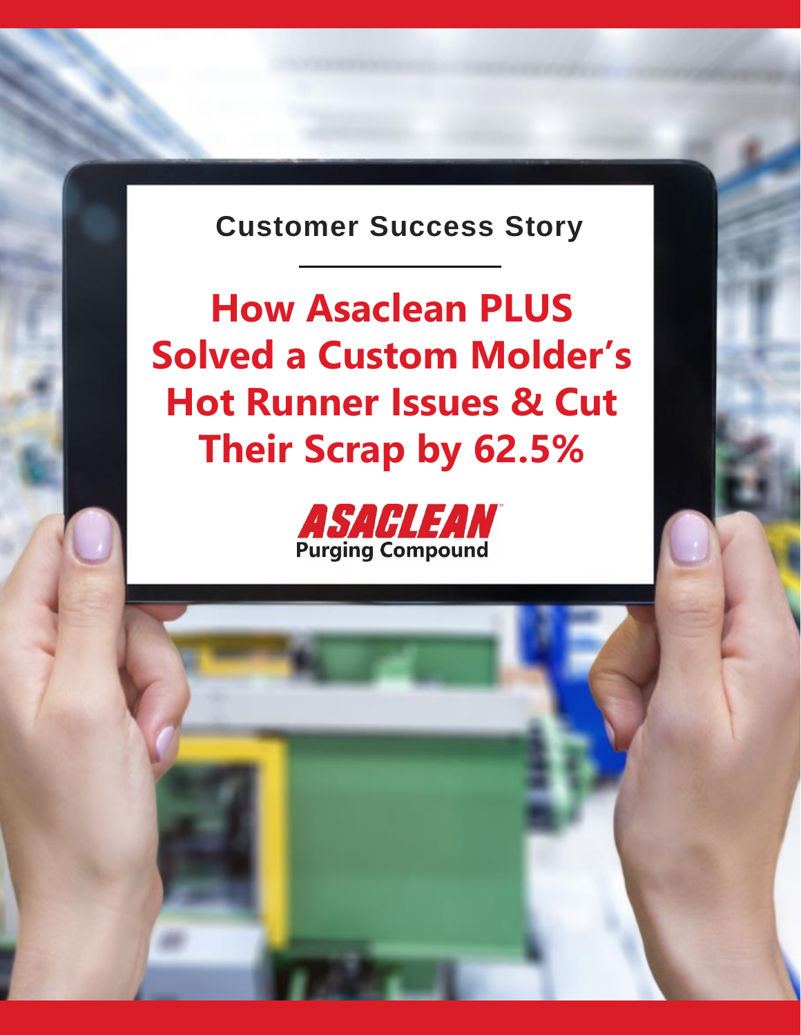Customer Success Story

# How Asaclean PLUS Solved a Custom Molder's Hot Runner Issues & Cut Their Scrap by 62.5%

ASACLEAN™
Purging Compound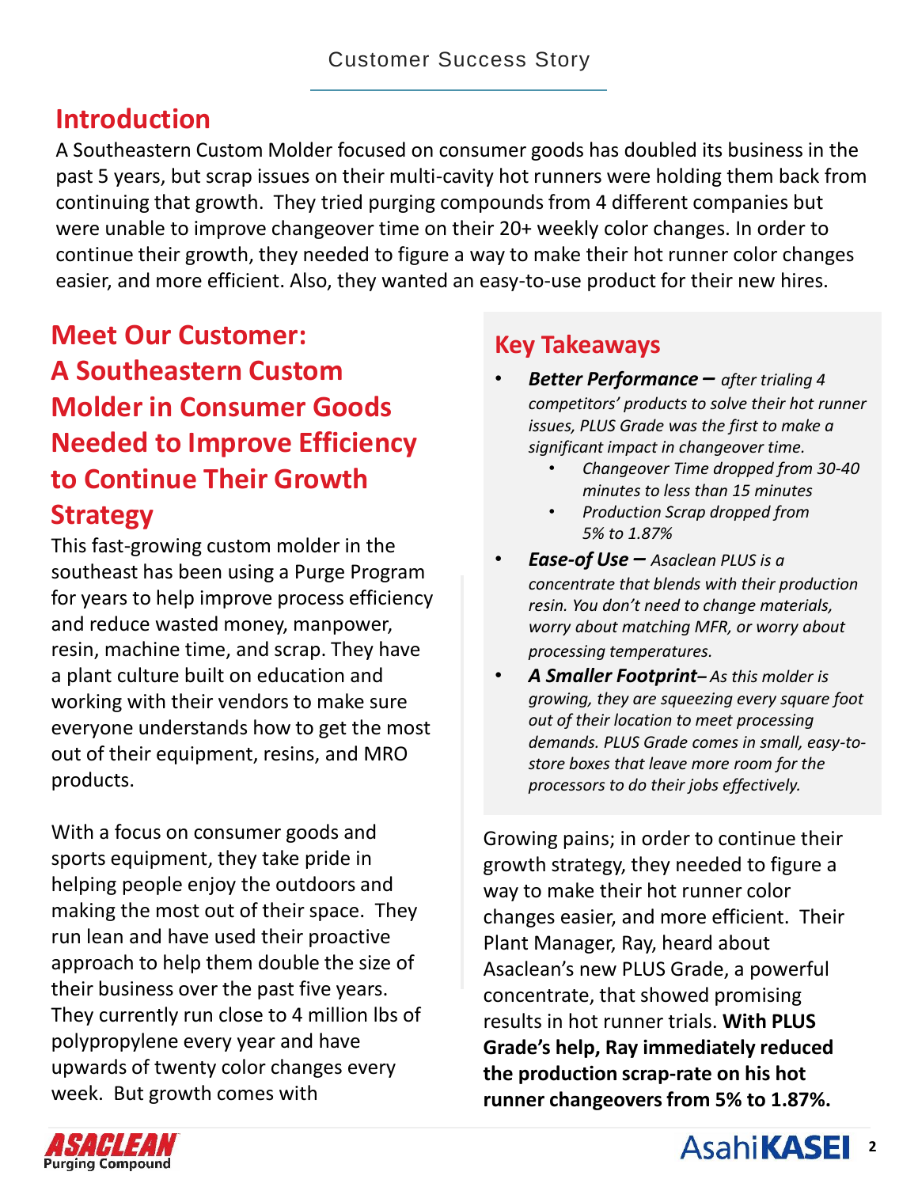Customer Success Story

## Introduction

A Southeastern Custom Molder focused on consumer goods has doubled its business in the past 5 years, but scrap issues on their multi-cavity hot runners were holding them back from continuing that growth. They tried purging compounds from 4 different companies but were unable to improve changeover time on their 20+ weekly color changes. In order to continue their growth, they needed to figure a way to make their hot runner color changes easier, and more efficient. Also, they wanted an easy-to-use product for their new hires.

## Meet Our Customer: A Southeastern Custom Molder in Consumer Goods Needed to Improve Efficiency to Continue Their Growth Strategy

This fast-growing custom molder in the southeast has been using a Purge Program for years to help improve process efficiency and reduce wasted money, manpower, resin, machine time, and scrap. They have a plant culture built on education and working with their vendors to make sure everyone understands how to get the most out of their equipment, resins, and MRO products.

With a focus on consumer goods and sports equipment, they take pride in helping people enjoy the outdoors and making the most out of their space. They run lean and have used their proactive approach to help them double the size of their business over the past five years. They currently run close to 4 million lbs of polypropylene every year and have upwards of twenty color changes every week. But growth comes with growing pains; in order to continue their growth strategy, they needed to figure a way to make their hot runner color changes easier, and more efficient. Their Plant Manager, Ray, heard about Asaclean's new PLUS Grade, a powerful concentrate, that showed promising results in hot runner trials. **With PLUS Grade's help, Ray immediately reduced the production scrap-rate on his hot runner changeovers from 5% to 1.87%.**

## Key Takeaways

- ***Better Performance –*** *after trialing 4 competitors' products to solve their hot runner issues, PLUS Grade was the first to make a significant impact in changeover time.*
  - *Changeover Time dropped from 30-40 minutes to less than 15 minutes*
  - *Production Scrap dropped from 5% to 1.87%*
- ***Ease-of Use –*** *Asaclean PLUS is a concentrate that blends with their production resin. You don't need to change materials, worry about matching MFR, or worry about processing temperatures.*
- ***A Smaller Footprint–*** *As this molder is growing, they are squeezing every square foot out of their location to meet processing demands. PLUS Grade comes in small, easy-to-store boxes that leave more room for the processors to do their jobs effectively.*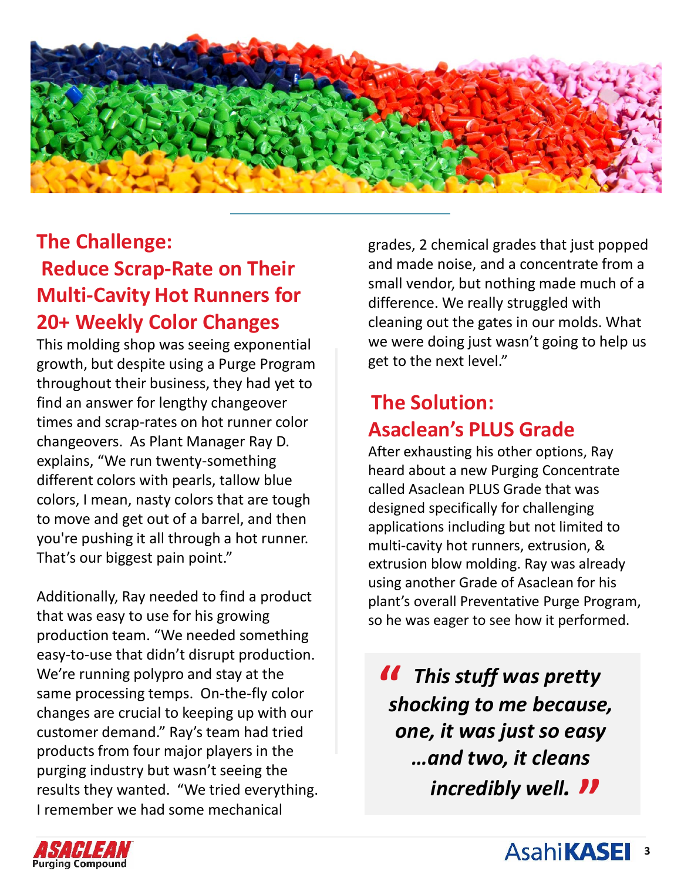## The Challenge: Reduce Scrap-Rate on Their Multi-Cavity Hot Runners for 20+ Weekly Color Changes

This molding shop was seeing exponential growth, but despite using a Purge Program throughout their business, they had yet to find an answer for lengthy changeover times and scrap-rates on hot runner color changeovers. As Plant Manager Ray D. explains, "We run twenty-something different colors with pearls, tallow blue colors, I mean, nasty colors that are tough to move and get out of a barrel, and then you're pushing it all through a hot runner. That's our biggest pain point."

Additionally, Ray needed to find a product that was easy to use for his growing production team. "We needed something easy-to-use that didn't disrupt production. We're running polypro and stay at the same processing temps. On-the-fly color changes are crucial to keeping up with our customer demand." Ray's team had tried products from four major players in the purging industry but wasn't seeing the results they wanted. "We tried everything. I remember we had some mechanical grades, 2 chemical grades that just popped and made noise, and a concentrate from a small vendor, but nothing made much of a difference. We really struggled with cleaning out the gates in our molds. What we were doing just wasn't going to help us get to the next level."

## The Solution: Asaclean's PLUS Grade

After exhausting his other options, Ray heard about a new Purging Concentrate called Asaclean PLUS Grade that was designed specifically for challenging applications including but not limited to multi-cavity hot runners, extrusion, & extrusion blow molding. Ray was already using another Grade of Asaclean for his plant's overall Preventative Purge Program, so he was eager to see how it performed.

> ***"This stuff was pretty shocking to me because, one, it was just so easy …and two, it cleans incredibly well."***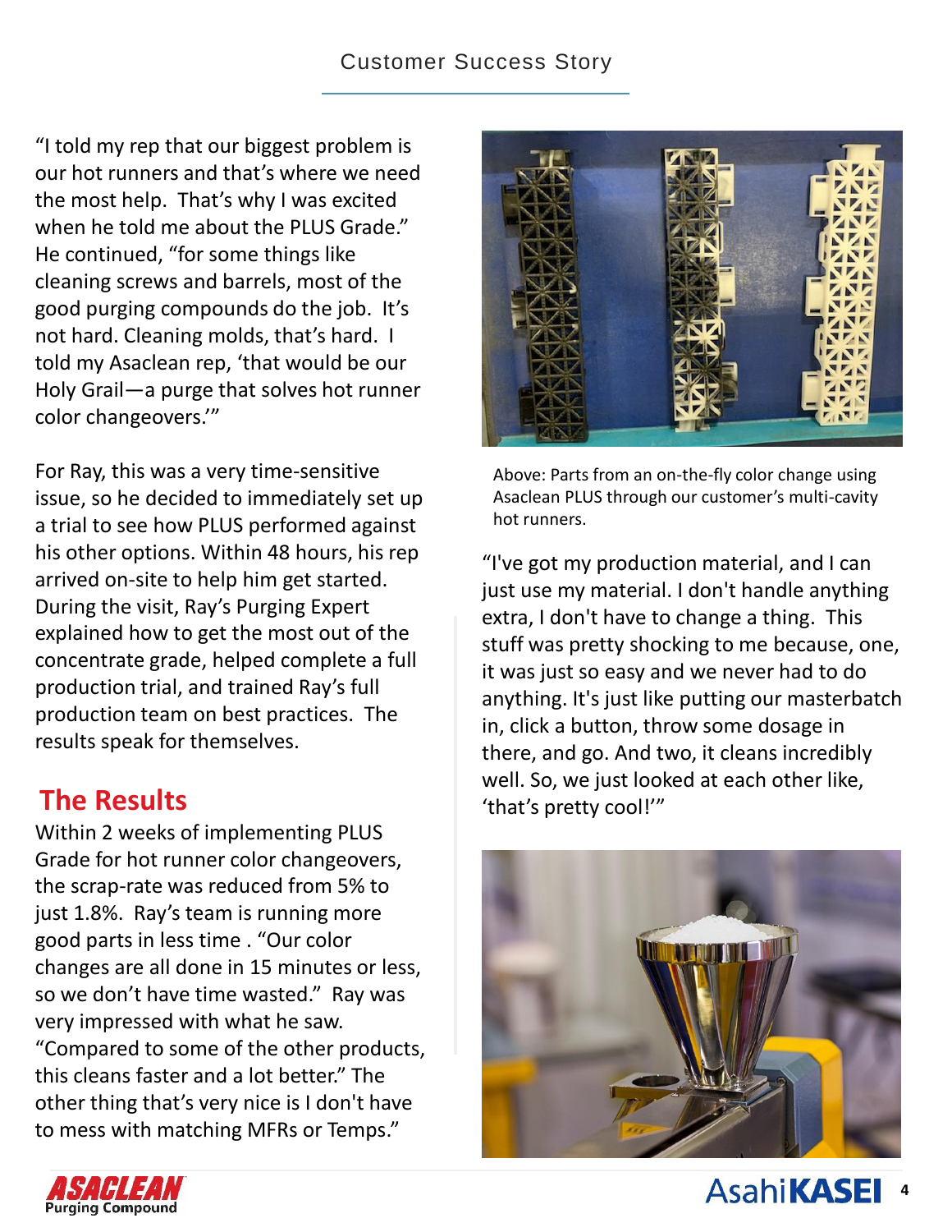"I told my rep that our biggest problem is our hot runners and that's where we need the most help. That's why I was excited when he told me about the PLUS Grade." He continued, "for some things like cleaning screws and barrels, most of the good purging compounds do the job. It's not hard. Cleaning molds, that's hard. I told my Asaclean rep, 'that would be our Holy Grail—a purge that solves hot runner color changeovers.'"

For Ray, this was a very time-sensitive issue, so he decided to immediately set up a trial to see how PLUS performed against his other options. Within 48 hours, his rep arrived on-site to help him get started. During the visit, Ray's Purging Expert explained how to get the most out of the concentrate grade, helped complete a full production trial, and trained Ray's full production team on best practices. The results speak for themselves.

## The Results

Within 2 weeks of implementing PLUS Grade for hot runner color changeovers, the scrap-rate was reduced from 5% to just 1.8%. Ray's team is running more good parts in less time . "Our color changes are all done in 15 minutes or less, so we don't have time wasted." Ray was very impressed with what he saw. "Compared to some of the other products, this cleans faster and a lot better." The other thing that's very nice is I don't have to mess with matching MFRs or Temps."

Above: Parts from an on-the-fly color change using Asaclean PLUS through our customer's multi-cavity hot runners.

"I've got my production material, and I can just use my material. I don't handle anything extra, I don't have to change a thing. This stuff was pretty shocking to me because, one, it was just so easy and we never had to do anything. It's just like putting our masterbatch in, click a button, throw some dosage in there, and go. And two, it cleans incredibly well. So, we just looked at each other like, 'that's pretty cool!'"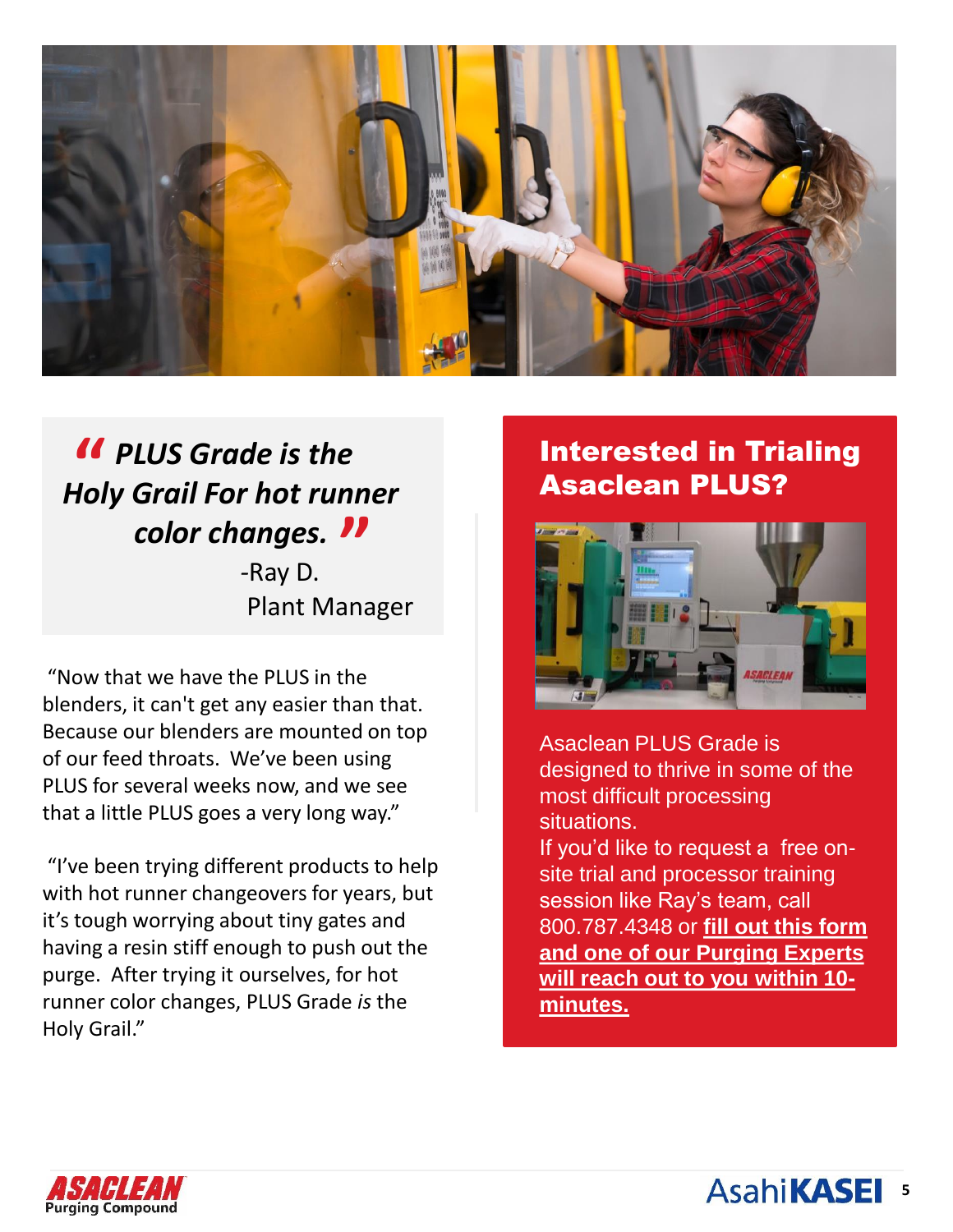> ***"PLUS Grade is the Holy Grail For hot runner color changes."***
>
> -Ray D.
> Plant Manager

"Now that we have the PLUS in the blenders, it can't get any easier than that. Because our blenders are mounted on top of our feed throats. We've been using PLUS for several weeks now, and we see that a little PLUS goes a very long way."

"I've been trying different products to help with hot runner changeovers for years, but it's tough worrying about tiny gates and having a resin stiff enough to push out the purge. After trying it ourselves, for hot runner color changes, PLUS Grade *is* the Holy Grail."

## Interested in Trialing Asaclean PLUS?

Asaclean PLUS Grade is designed to thrive in some of the most difficult processing situations.

If you'd like to request a free on-site trial and processor training session like Ray's team, call 800.787.4348 or **fill out this form and one of our Purging Experts will reach out to you within 10-minutes.**